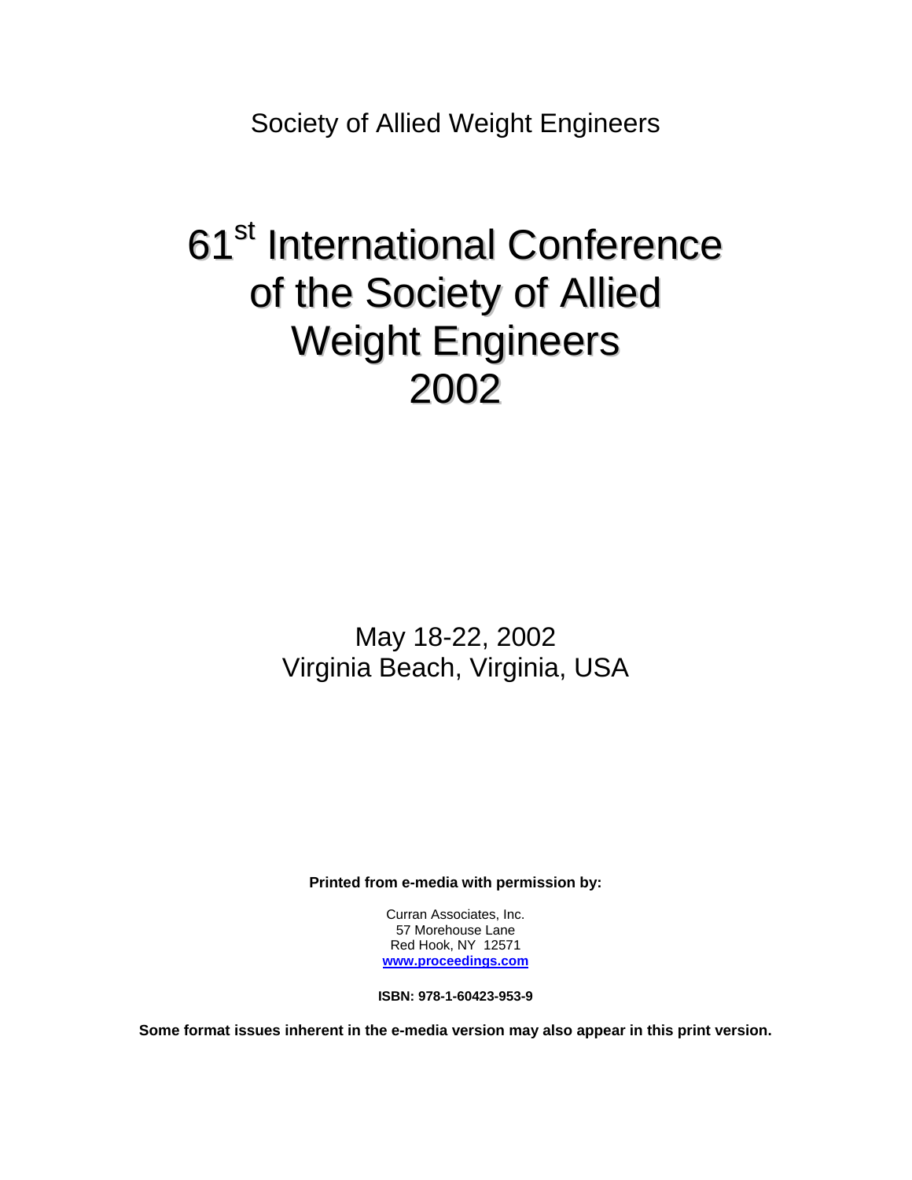Society of Allied Weight Engineers

# 61st International Conference of the Society of Allied Weight Engineers 2002

May 18-22, 2002
Virginia Beach, Virginia, USA

**Printed from e-media with permission by:**

Curran Associates, Inc.
57 Morehouse Lane
Red Hook, NY 12571
**www.proceedings.com**

**ISBN: 978-1-60423-953-9**

**Some format issues inherent in the e-media version may also appear in this print version.**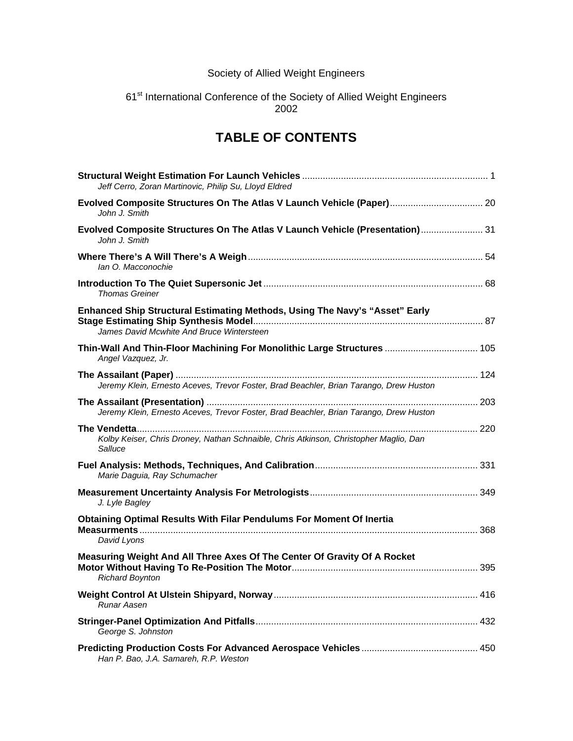Society of Allied Weight Engineers

61st International Conference of the Society of Allied Weight Engineers
2002

# TABLE OF CONTENTS

**Structural Weight Estimation For Launch Vehicles** ........................................................................ 1
*Jeff Cerro, Zoran Martinovic, Philip Su, Lloyd Eldred*

**Evolved Composite Structures On The Atlas V Launch Vehicle (Paper)**.................................... 20
*John J. Smith*

**Evolved Composite Structures On The Atlas V Launch Vehicle (Presentation)**........................ 31
*John J. Smith*

**Where There's A Will There's A Weigh**........................................................................................ 54
*Ian O. Macconochie*

**Introduction To The Quiet Supersonic Jet** .................................................................................... 68
*Thomas Greiner*

**Enhanced Ship Structural Estimating Methods, Using The Navy's "Asset" Early Stage Estimating Ship Synthesis Model**......................................................................................... 87
*James David Mcwhite And Bruce Wintersteen*

**Thin-Wall And Thin-Floor Machining For Monolithic Large Structures** .................................... 105
*Angel Vazquez, Jr.*

**The Assailant (Paper)** .................................................................................................................... 124
*Jeremy Klein, Ernesto Aceves, Trevor Foster, Brad Beachler, Brian Tarango, Drew Huston*

**The Assailant (Presentation)** ........................................................................................................ 203
*Jeremy Klein, Ernesto Aceves, Trevor Foster, Brad Beachler, Brian Tarango, Drew Huston*

**The Vendetta**.................................................................................................................................. 220
*Kolby Keiser, Chris Droney, Nathan Schnaible, Chris Atkinson, Christopher Maglio, Dan Salluce*

**Fuel Analysis: Methods, Techniques, And Calibration**.............................................................. 331
*Marie Daguia, Ray Schumacher*

**Measurement Uncertainty Analysis For Metrologists**................................................................ 349
*J. Lyle Bagley*

**Obtaining Optimal Results With Filar Pendulums For Moment Of Inertia Measurments**.................................................................................................................................. 368
*David Lyons*

**Measuring Weight And All Three Axes Of The Center Of Gravity Of A Rocket Motor Without Having To Re-Position The Motor**....................................................................... 395
*Richard Boynton*

**Weight Control At Ulstein Shipyard, Norway**.............................................................................. 416
*Runar Aasen*

**Stringer-Panel Optimization And Pitfalls**..................................................................................... 432
*George S. Johnston*

**Predicting Production Costs For Advanced Aerospace Vehicles**............................................. 450
*Han P. Bao, J.A. Samareh, R.P. Weston*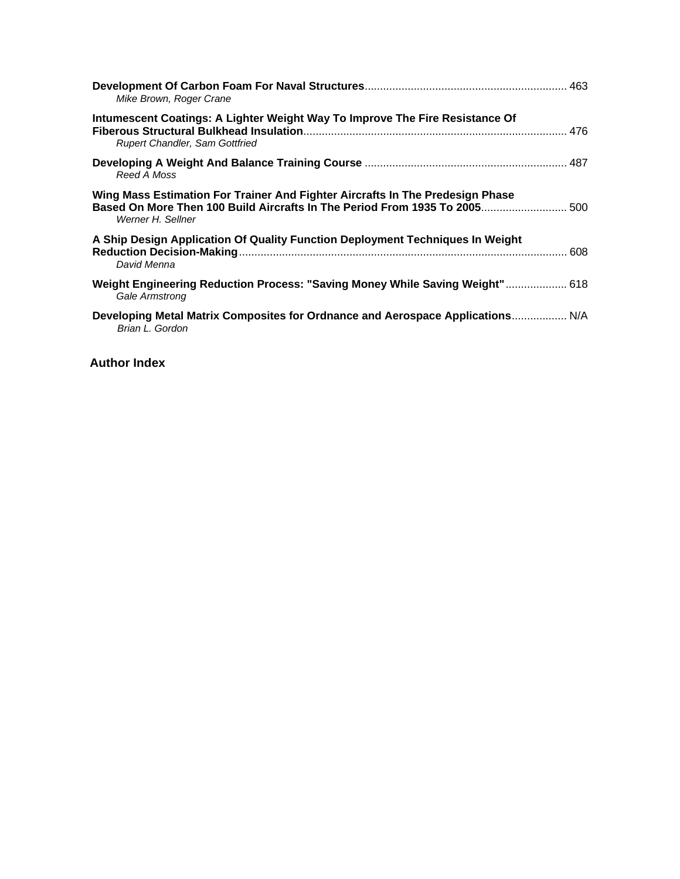**Development Of Carbon Foam For Naval Structures**.................................................................. 463
*Mike Brown, Roger Crane*

**Intumescent Coatings: A Lighter Weight Way To Improve The Fire Resistance Of Fiberous Structural Bulkhead Insulation**..................................................................................... 476
*Rupert Chandler, Sam Gottfried*

**Developing A Weight And Balance Training Course** .................................................................. 487
*Reed A Moss*

**Wing Mass Estimation For Trainer And Fighter Aircrafts In The Predesign Phase Based On More Then 100 Build Aircrafts In The Period From 1935 To 2005**............................ 500
*Werner H. Sellner*

**A Ship Design Application Of Quality Function Deployment Techniques In Weight Reduction Decision-Making**........................................................................................................... 608
*David Menna*

**Weight Engineering Reduction Process: "Saving Money While Saving Weight"**.................... 618
*Gale Armstrong*

**Developing Metal Matrix Composites for Ordnance and Aerospace Applications**.................. N/A
*Brian L. Gordon*

**Author Index**